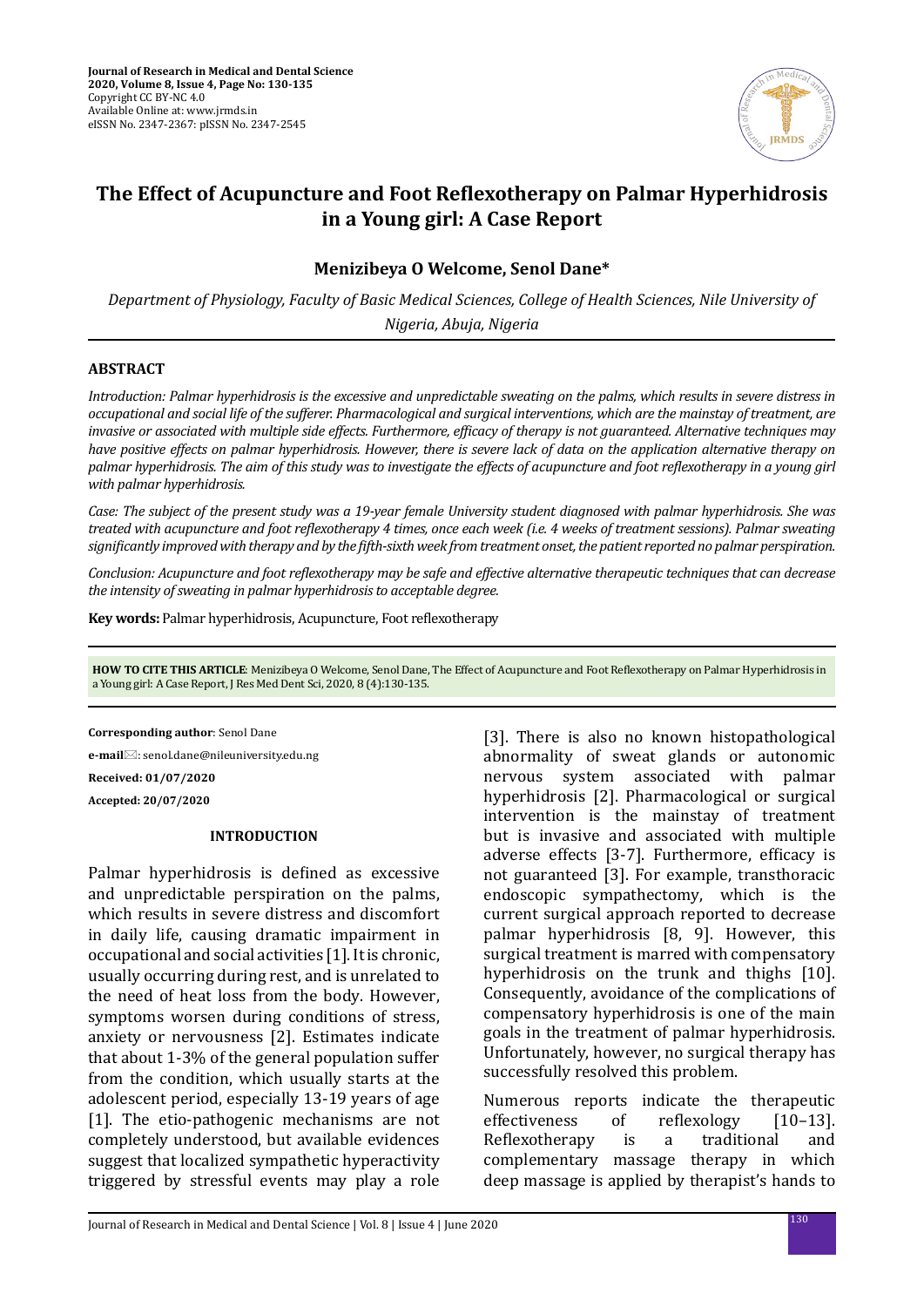Journal of Research in Medical and Dental Science
2020, Volume 8, Issue 4, Page No: 130-135
Copyright CC BY-NC 4.0
Available Online at: www.jrmds.in
eISSN No. 2347-2367: pISSN No. 2347-2545

# The Effect of Acupuncture and Foot Reflexotherapy on Palmar Hyperhidrosis in a Young girl: A Case Report

**Menizibeya O Welcome, Senol Dane***

*Department of Physiology, Faculty of Basic Medical Sciences, College of Health Sciences, Nile University of Nigeria, Abuja, Nigeria*

## ABSTRACT

*Introduction: Palmar hyperhidrosis is the excessive and unpredictable sweating on the palms, which results in severe distress in occupational and social life of the sufferer. Pharmacological and surgical interventions, which are the mainstay of treatment, are invasive or associated with multiple side effects. Furthermore, efficacy of therapy is not guaranteed. Alternative techniques may have positive effects on palmar hyperhidrosis. However, there is severe lack of data on the application alternative therapy on palmar hyperhidrosis. The aim of this study was to investigate the effects of acupuncture and foot reflexotherapy in a young girl with palmar hyperhidrosis.*

*Case: The subject of the present study was a 19-year female University student diagnosed with palmar hyperhidrosis. She was treated with acupuncture and foot reflexotherapy 4 times, once each week (i.e. 4 weeks of treatment sessions). Palmar sweating significantly improved with therapy and by the fifth-sixth week from treatment onset, the patient reported no palmar perspiration.*

*Conclusion: Acupuncture and foot reflexotherapy may be safe and effective alternative therapeutic techniques that can decrease the intensity of sweating in palmar hyperhidrosis to acceptable degree.*

**Key words:** Palmar hyperhidrosis, Acupuncture, Foot reflexotherapy

**HOW TO CITE THIS ARTICLE**: Menizibeya O Welcome, Senol Dane, The Effect of Acupuncture and Foot Reflexotherapy on Palmar Hyperhidrosis in a Young girl: A Case Report, J Res Med Dent Sci, 2020, 8 (4):130-135.

**Corresponding author**: Senol Dane

**e-mail**: senol.dane@nileuniversity.edu.ng

**Received: 01/07/2020**

**Accepted: 20/07/2020**

## INTRODUCTION

Palmar hyperhidrosis is defined as excessive and unpredictable perspiration on the palms, which results in severe distress and discomfort in daily life, causing dramatic impairment in occupational and social activities [1]. It is chronic, usually occurring during rest, and is unrelated to the need of heat loss from the body. However, symptoms worsen during conditions of stress, anxiety or nervousness [2]. Estimates indicate that about 1-3% of the general population suffer from the condition, which usually starts at the adolescent period, especially 13-19 years of age [1]. The etio-pathogenic mechanisms are not completely understood, but available evidences suggest that localized sympathetic hyperactivity triggered by stressful events may play a role [3]. There is also no known histopathological abnormality of sweat glands or autonomic nervous system associated with palmar hyperhidrosis [2]. Pharmacological or surgical intervention is the mainstay of treatment but is invasive and associated with multiple adverse effects [3-7]. Furthermore, efficacy is not guaranteed [3]. For example, transthoracic endoscopic sympathectomy, which is the current surgical approach reported to decrease palmar hyperhidrosis [8, 9]. However, this surgical treatment is marred with compensatory hyperhidrosis on the trunk and thighs [10]. Consequently, avoidance of the complications of compensatory hyperhidrosis is one of the main goals in the treatment of palmar hyperhidrosis. Unfortunately, however, no surgical therapy has successfully resolved this problem.

Numerous reports indicate the therapeutic effectiveness of reflexology [10–13]. Reflexotherapy is a traditional and complementary massage therapy in which deep massage is applied by therapist's hands to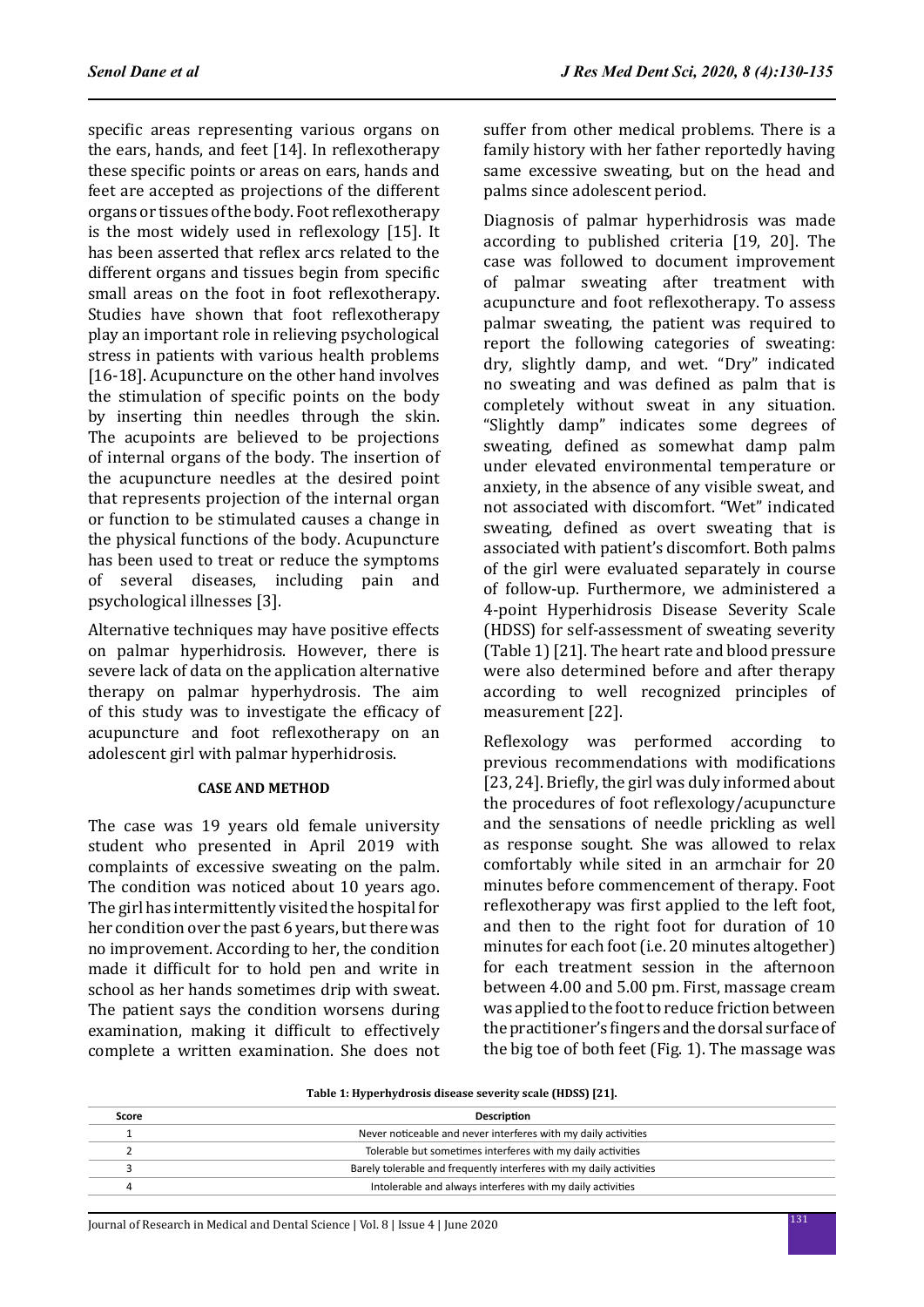specific areas representing various organs on the ears, hands, and feet [14]. In reflexotherapy these specific points or areas on ears, hands and feet are accepted as projections of the different organs or tissues of the body. Foot reflexotherapy is the most widely used in reflexology [15]. It has been asserted that reflex arcs related to the different organs and tissues begin from specific small areas on the foot in foot reflexotherapy. Studies have shown that foot reflexotherapy play an important role in relieving psychological stress in patients with various health problems [16-18]. Acupuncture on the other hand involves the stimulation of specific points on the body by inserting thin needles through the skin. The acupoints are believed to be projections of internal organs of the body. The insertion of the acupuncture needles at the desired point that represents projection of the internal organ or function to be stimulated causes a change in the physical functions of the body. Acupuncture has been used to treat or reduce the symptoms of several diseases, including pain and psychological illnesses [3].

Alternative techniques may have positive effects on palmar hyperhidrosis. However, there is severe lack of data on the application alternative therapy on palmar hyperhydrosis. The aim of this study was to investigate the efficacy of acupuncture and foot reflexotherapy on an adolescent girl with palmar hyperhidrosis.

## CASE AND METHOD

The case was 19 years old female university student who presented in April 2019 with complaints of excessive sweating on the palm. The condition was noticed about 10 years ago. The girl has intermittently visited the hospital for her condition over the past 6 years, but there was no improvement. According to her, the condition made it difficult for to hold pen and write in school as her hands sometimes drip with sweat. The patient says the condition worsens during examination, making it difficult to effectively complete a written examination. She does not suffer from other medical problems. There is a family history with her father reportedly having same excessive sweating, but on the head and palms since adolescent period.

Diagnosis of palmar hyperhidrosis was made according to published criteria [19, 20]. The case was followed to document improvement of palmar sweating after treatment with acupuncture and foot reflexotherapy. To assess palmar sweating, the patient was required to report the following categories of sweating: dry, slightly damp, and wet. "Dry" indicated no sweating and was defined as palm that is completely without sweat in any situation. "Slightly damp" indicates some degrees of sweating, defined as somewhat damp palm under elevated environmental temperature or anxiety, in the absence of any visible sweat, and not associated with discomfort. "Wet" indicated sweating, defined as overt sweating that is associated with patient's discomfort. Both palms of the girl were evaluated separately in course of follow-up. Furthermore, we administered a 4-point Hyperhidrosis Disease Severity Scale (HDSS) for self-assessment of sweating severity (Table 1) [21]. The heart rate and blood pressure were also determined before and after therapy according to well recognized principles of measurement [22].

Reflexology was performed according to previous recommendations with modifications [23, 24]. Briefly, the girl was duly informed about the procedures of foot reflexology/acupuncture and the sensations of needle prickling as well as response sought. She was allowed to relax comfortably while sited in an armchair for 20 minutes before commencement of therapy. Foot reflexotherapy was first applied to the left foot, and then to the right foot for duration of 10 minutes for each foot (i.e. 20 minutes altogether) for each treatment session in the afternoon between 4.00 and 5.00 pm. First, massage cream was applied to the foot to reduce friction between the practitioner's fingers and the dorsal surface of the big toe of both feet (Fig. 1). The massage was

**Table 1: Hyperhydrosis disease severity scale (HDSS) [21].**

| Score | Description |
|---|---|
| 1 | Never noticeable and never interferes with my daily activities |
| 2 | Tolerable but sometimes interferes with my daily activities |
| 3 | Barely tolerable and frequently interferes with my daily activities |
| 4 | Intolerable and always interferes with my daily activities |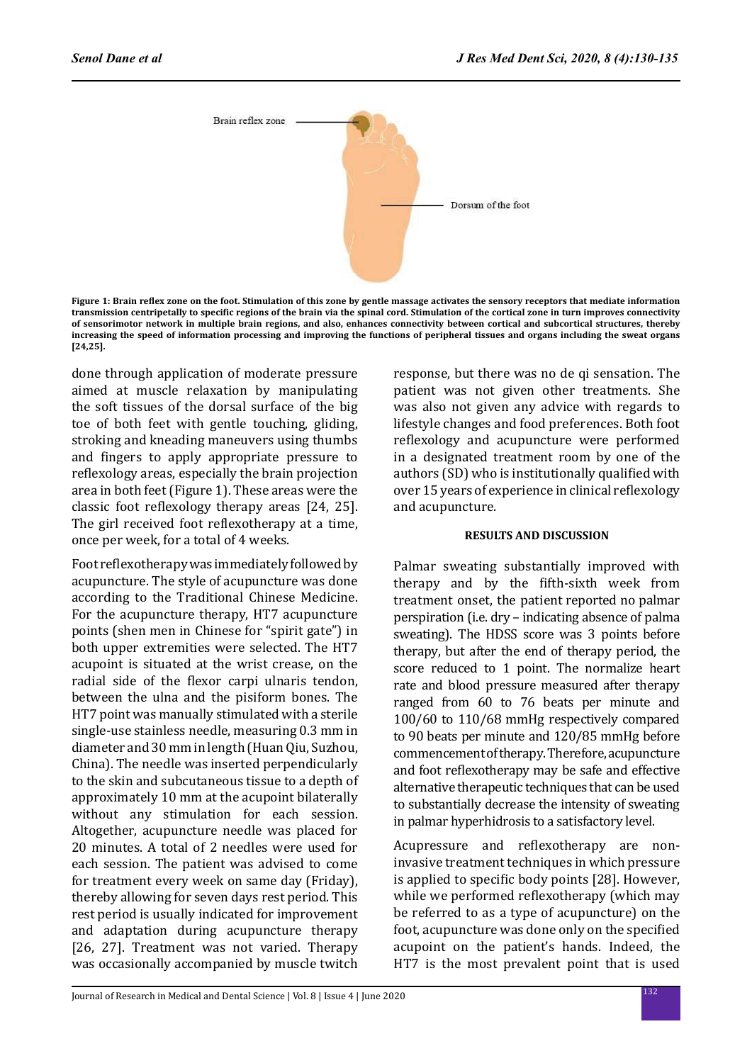Brain reflex zone

Dorsum of the foot

**Figure 1: Brain reflex zone on the foot. Stimulation of this zone by gentle massage activates the sensory receptors that mediate information transmission centripetally to specific regions of the brain via the spinal cord. Stimulation of the cortical zone in turn improves connectivity of sensorimotor network in multiple brain regions, and also, enhances connectivity between cortical and subcortical structures, thereby increasing the speed of information processing and improving the functions of peripheral tissues and organs including the sweat organs [24,25].**

done through application of moderate pressure aimed at muscle relaxation by manipulating the soft tissues of the dorsal surface of the big toe of both feet with gentle touching, gliding, stroking and kneading maneuvers using thumbs and fingers to apply appropriate pressure to reflexology areas, especially the brain projection area in both feet (Figure 1). These areas were the classic foot reflexology therapy areas [24, 25]. The girl received foot reflexotherapy at a time, once per week, for a total of 4 weeks.

Foot reflexotherapy was immediately followed by acupuncture. The style of acupuncture was done according to the Traditional Chinese Medicine. For the acupuncture therapy, HT7 acupuncture points (shen men in Chinese for "spirit gate") in both upper extremities were selected. The HT7 acupoint is situated at the wrist crease, on the radial side of the flexor carpi ulnaris tendon, between the ulna and the pisiform bones. The HT7 point was manually stimulated with a sterile single-use stainless needle, measuring 0.3 mm in diameter and 30 mm in length (Huan Qiu, Suzhou, China). The needle was inserted perpendicularly to the skin and subcutaneous tissue to a depth of approximately 10 mm at the acupoint bilaterally without any stimulation for each session. Altogether, acupuncture needle was placed for 20 minutes. A total of 2 needles were used for each session. The patient was advised to come for treatment every week on same day (Friday), thereby allowing for seven days rest period. This rest period is usually indicated for improvement and adaptation during acupuncture therapy [26, 27]. Treatment was not varied. Therapy was occasionally accompanied by muscle twitch response, but there was no de qi sensation. The patient was not given other treatments. She was also not given any advice with regards to lifestyle changes and food preferences. Both foot reflexology and acupuncture were performed in a designated treatment room by one of the authors (SD) who is institutionally qualified with over 15 years of experience in clinical reflexology and acupuncture.

## RESULTS AND DISCUSSION

Palmar sweating substantially improved with therapy and by the fifth-sixth week from treatment onset, the patient reported no palmar perspiration (i.e. dry – indicating absence of palma sweating). The HDSS score was 3 points before therapy, but after the end of therapy period, the score reduced to 1 point. The normalize heart rate and blood pressure measured after therapy ranged from 60 to 76 beats per minute and 100/60 to 110/68 mmHg respectively compared to 90 beats per minute and 120/85 mmHg before commencement of therapy. Therefore, acupuncture and foot reflexotherapy may be safe and effective alternative therapeutic techniques that can be used to substantially decrease the intensity of sweating in palmar hyperhidrosis to a satisfactory level.

Acupressure and reflexotherapy are non-invasive treatment techniques in which pressure is applied to specific body points [28]. However, while we performed reflexotherapy (which may be referred to as a type of acupuncture) on the foot, acupuncture was done only on the specified acupoint on the patient's hands. Indeed, the HT7 is the most prevalent point that is used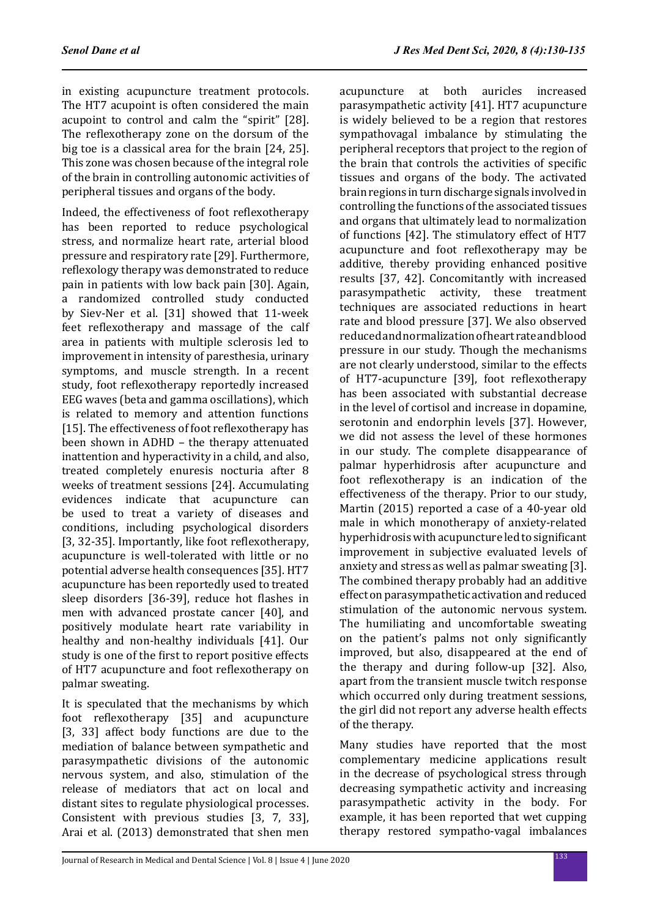in existing acupuncture treatment protocols. The HT7 acupoint is often considered the main acupoint to control and calm the "spirit" [28]. The reflexotherapy zone on the dorsum of the big toe is a classical area for the brain [24, 25]. This zone was chosen because of the integral role of the brain in controlling autonomic activities of peripheral tissues and organs of the body.

Indeed, the effectiveness of foot reflexotherapy has been reported to reduce psychological stress, and normalize heart rate, arterial blood pressure and respiratory rate [29]. Furthermore, reflexology therapy was demonstrated to reduce pain in patients with low back pain [30]. Again, a randomized controlled study conducted by Siev-Ner et al. [31] showed that 11-week feet reflexotherapy and massage of the calf area in patients with multiple sclerosis led to improvement in intensity of paresthesia, urinary symptoms, and muscle strength. In a recent study, foot reflexotherapy reportedly increased EEG waves (beta and gamma oscillations), which is related to memory and attention functions [15]. The effectiveness of foot reflexotherapy has been shown in ADHD – the therapy attenuated inattention and hyperactivity in a child, and also, treated completely enuresis nocturia after 8 weeks of treatment sessions [24]. Accumulating evidences indicate that acupuncture can be used to treat a variety of diseases and conditions, including psychological disorders [3, 32-35]. Importantly, like foot reflexotherapy, acupuncture is well-tolerated with little or no potential adverse health consequences [35]. HT7 acupuncture has been reportedly used to treated sleep disorders [36-39], reduce hot flashes in men with advanced prostate cancer [40], and positively modulate heart rate variability in healthy and non-healthy individuals [41]. Our study is one of the first to report positive effects of HT7 acupuncture and foot reflexotherapy on palmar sweating.

It is speculated that the mechanisms by which foot reflexotherapy [35] and acupuncture [3, 33] affect body functions are due to the mediation of balance between sympathetic and parasympathetic divisions of the autonomic nervous system, and also, stimulation of the release of mediators that act on local and distant sites to regulate physiological processes. Consistent with previous studies [3, 7, 33], Arai et al. (2013) demonstrated that shen men acupuncture at both auricles increased parasympathetic activity [41]. HT7 acupuncture is widely believed to be a region that restores sympathovagal imbalance by stimulating the peripheral receptors that project to the region of the brain that controls the activities of specific tissues and organs of the body. The activated brain regions in turn discharge signals involved in controlling the functions of the associated tissues and organs that ultimately lead to normalization of functions [42]. The stimulatory effect of HT7 acupuncture and foot reflexotherapy may be additive, thereby providing enhanced positive results [37, 42]. Concomitantly with increased parasympathetic activity, these treatment techniques are associated reductions in heart rate and blood pressure [37]. We also observed reduced and normalization of heart rate and blood pressure in our study. Though the mechanisms are not clearly understood, similar to the effects of HT7-acupuncture [39], foot reflexotherapy has been associated with substantial decrease in the level of cortisol and increase in dopamine, serotonin and endorphin levels [37]. However, we did not assess the level of these hormones in our study. The complete disappearance of palmar hyperhidrosis after acupuncture and foot reflexotherapy is an indication of the effectiveness of the therapy. Prior to our study, Martin (2015) reported a case of a 40-year old male in which monotherapy of anxiety-related hyperhidrosis with acupuncture led to significant improvement in subjective evaluated levels of anxiety and stress as well as palmar sweating [3]. The combined therapy probably had an additive effect on parasympathetic activation and reduced stimulation of the autonomic nervous system. The humiliating and uncomfortable sweating on the patient's palms not only significantly improved, but also, disappeared at the end of the therapy and during follow-up [32]. Also, apart from the transient muscle twitch response which occurred only during treatment sessions, the girl did not report any adverse health effects of the therapy.

Many studies have reported that the most complementary medicine applications result in the decrease of psychological stress through decreasing sympathetic activity and increasing parasympathetic activity in the body. For example, it has been reported that wet cupping therapy restored sympatho-vagal imbalances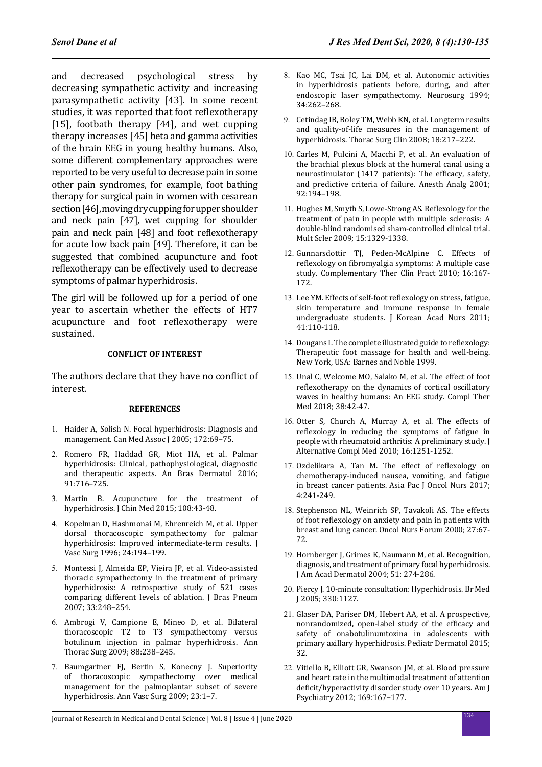and decreased psychological stress by decreasing sympathetic activity and increasing parasympathetic activity [43]. In some recent studies, it was reported that foot reflexotherapy [15], footbath therapy [44], and wet cupping therapy increases [45] beta and gamma activities of the brain EEG in young healthy humans. Also, some different complementary approaches were reported to be very useful to decrease pain in some other pain syndromes, for example, foot bathing therapy for surgical pain in women with cesarean section [46], moving dry cupping for upper shoulder and neck pain [47], wet cupping for shoulder pain and neck pain [48] and foot reflexotherapy for acute low back pain [49]. Therefore, it can be suggested that combined acupuncture and foot reflexotherapy can be effectively used to decrease symptoms of palmar hyperhidrosis.

The girl will be followed up for a period of one year to ascertain whether the effects of HT7 acupuncture and foot reflexotherapy were sustained.

### CONFLICT OF INTEREST

The authors declare that they have no conflict of interest.

### REFERENCES

1. Haider A, Solish N. Focal hyperhidrosis: Diagnosis and management. Can Med Assoc J 2005; 172:69–75.
2. Romero FR, Haddad GR, Miot HA, et al. Palmar hyperhidrosis: Clinical, pathophysiological, diagnostic and therapeutic aspects. An Bras Dermatol 2016; 91:716–725.
3. Martin B. Acupuncture for the treatment of hyperhidrosis. J Chin Med 2015; 108:43-48.
4. Kopelman D, Hashmonai M, Ehrenreich M, et al. Upper dorsal thoracoscopic sympathectomy for palmar hyperhidrosis: Improved intermediate-term results. J Vasc Surg 1996; 24:194–199.
5. Montessi J, Almeida EP, Vieira JP, et al. Video-assisted thoracic sympathectomy in the treatment of primary hyperhidrosis: A retrospective study of 521 cases comparing different levels of ablation. J Bras Pneum 2007; 33:248–254.
6. Ambrogi V, Campione E, Mineo D, et al. Bilateral thoracoscopic T2 to T3 sympathectomy versus botulinum injection in palmar hyperhidrosis. Ann Thorac Surg 2009; 88:238–245.
7. Baumgartner FJ, Bertin S, Konecny J. Superiority of thoracoscopic sympathectomy over medical management for the palmoplantar subset of severe hyperhidrosis. Ann Vasc Surg 2009; 23:1–7.
8. Kao MC, Tsai JC, Lai DM, et al. Autonomic activities in hyperhidrosis patients before, during, and after endoscopic laser sympathectomy. Neurosurg 1994; 34:262–268.
9. Cetindag IB, Boley TM, Webb KN, et al. Longterm results and quality-of-life measures in the management of hyperhidrosis. Thorac Surg Clin 2008; 18:217–222.
10. Carles M, Pulcini A, Macchi P, et al. An evaluation of the brachial plexus block at the humeral canal using a neurostimulator (1417 patients): The efficacy, safety, and predictive criteria of failure. Anesth Analg 2001; 92:194–198.
11. Hughes M, Smyth S, Lowe-Strong AS. Reflexology for the treatment of pain in people with multiple sclerosis: A double-blind randomised sham-controlled clinical trial. Mult Scler 2009; 15:1329-1338.
12. Gunnarsdottir TJ, Peden-McAlpine C. Effects of reflexology on fibromyalgia symptoms: A multiple case study. Complementary Ther Clin Pract 2010; 16:167-172.
13. Lee YM. Effects of self-foot reflexology on stress, fatigue, skin temperature and immune response in female undergraduate students. J Korean Acad Nurs 2011; 41:110-118.
14. Dougans I. The complete illustrated guide to reflexology: Therapeutic foot massage for health and well-being. New York, USA: Barnes and Noble 1999.
15. Unal C, Welcome MO, Salako M, et al. The effect of foot reflexotherapy on the dynamics of cortical oscillatory waves in healthy humans: An EEG study. Compl Ther Med 2018; 38:42-47.
16. Otter S, Church A, Murray A, et al. The effects of reflexology in reducing the symptoms of fatigue in people with rheumatoid arthritis: A preliminary study. J Alternative Compl Med 2010; 16:1251-1252.
17. Ozdelikara A, Tan M. The effect of reflexology on chemotherapy-induced nausea, vomiting, and fatigue in breast cancer patients. Asia Pac J Oncol Nurs 2017; 4:241-249.
18. Stephenson NL, Weinrich SP, Tavakoli AS. The effects of foot reflexology on anxiety and pain in patients with breast and lung cancer. Oncol Nurs Forum 2000; 27:67-72.
19. Hornberger J, Grimes K, Naumann M, et al. Recognition, diagnosis, and treatment of primary focal hyperhidrosis. J Am Acad Dermatol 2004; 51: 274-286.
20. Piercy J. 10-minute consultation: Hyperhidrosis. Br Med J 2005; 330:1127.
21. Glaser DA, Pariser DM, Hebert AA, et al. A prospective, nonrandomized, open-label study of the efficacy and safety of onabotulinumtoxina in adolescents with primary axillary hyperhidrosis. Pediatr Dermatol 2015; 32.
22. Vitiello B, Elliott GR, Swanson JM, et al. Blood pressure and heart rate in the multimodal treatment of attention deficit/hyperactivity disorder study over 10 years. Am J Psychiatry 2012; 169:167–177.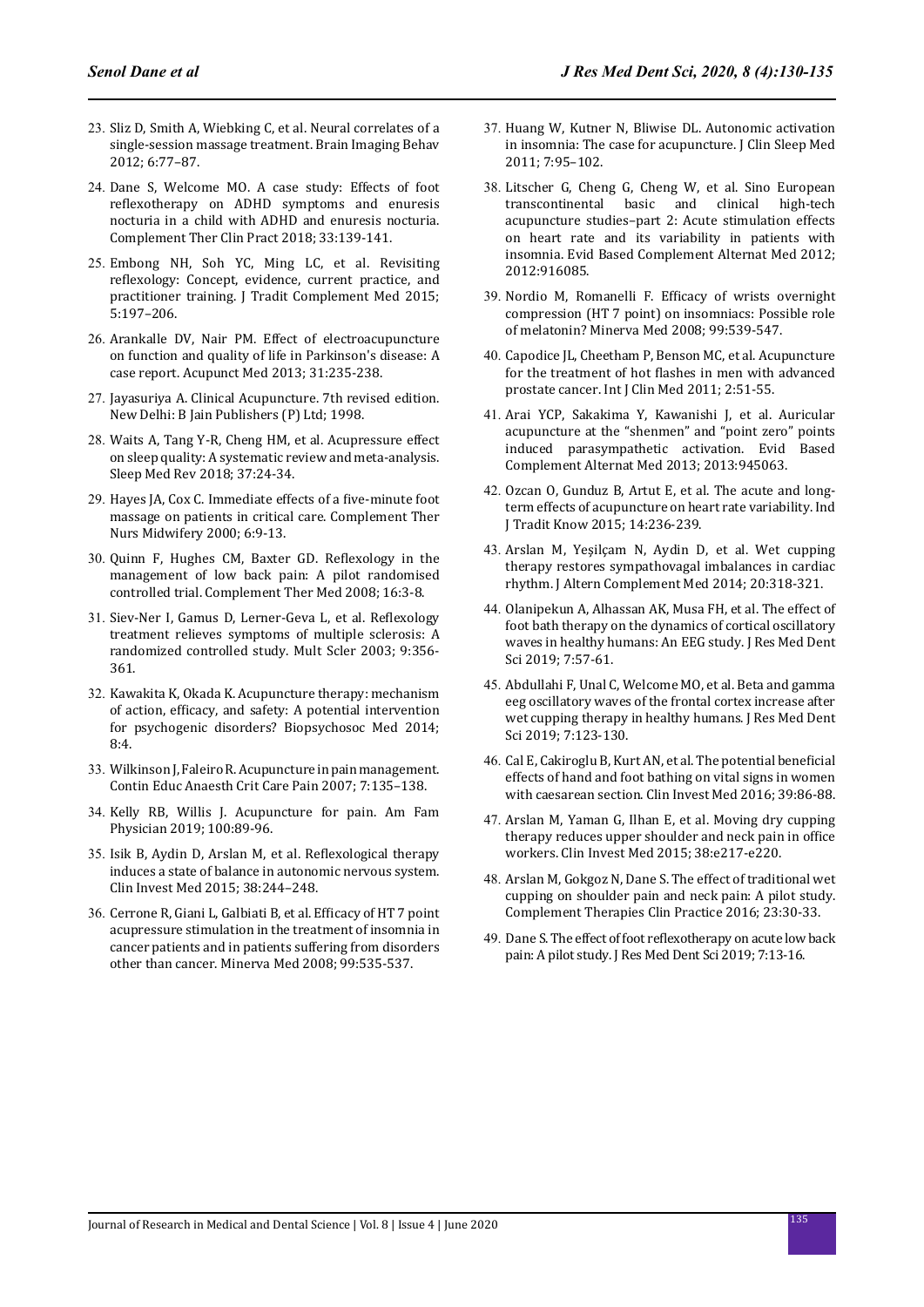23. Sliz D, Smith A, Wiebking C, et al. Neural correlates of a single-session massage treatment. Brain Imaging Behav 2012; 6:77–87.
24. Dane S, Welcome MO. A case study: Effects of foot reflexotherapy on ADHD symptoms and enuresis nocturia in a child with ADHD and enuresis nocturia. Complement Ther Clin Pract 2018; 33:139-141.
25. Embong NH, Soh YC, Ming LC, et al. Revisiting reflexology: Concept, evidence, current practice, and practitioner training. J Tradit Complement Med 2015; 5:197–206.
26. Arankalle DV, Nair PM. Effect of electroacupuncture on function and quality of life in Parkinson's disease: A case report. Acupunct Med 2013; 31:235-238.
27. Jayasuriya A. Clinical Acupuncture. 7th revised edition. New Delhi: B Jain Publishers (P) Ltd; 1998.
28. Waits A, Tang Y-R, Cheng HM, et al. Acupressure effect on sleep quality: A systematic review and meta-analysis. Sleep Med Rev 2018; 37:24-34.
29. Hayes JA, Cox C. Immediate effects of a five-minute foot massage on patients in critical care. Complement Ther Nurs Midwifery 2000; 6:9-13.
30. Quinn F, Hughes CM, Baxter GD. Reflexology in the management of low back pain: A pilot randomised controlled trial. Complement Ther Med 2008; 16:3-8.
31. Siev-Ner I, Gamus D, Lerner-Geva L, et al. Reflexology treatment relieves symptoms of multiple sclerosis: A randomized controlled study. Mult Scler 2003; 9:356-361.
32. Kawakita K, Okada K. Acupuncture therapy: mechanism of action, efficacy, and safety: A potential intervention for psychogenic disorders? Biopsychosoc Med 2014; 8:4.
33. Wilkinson J, Faleiro R. Acupuncture in pain management. Contin Educ Anaesth Crit Care Pain 2007; 7:135–138.
34. Kelly RB, Willis J. Acupuncture for pain. Am Fam Physician 2019; 100:89-96.
35. Isik B, Aydin D, Arslan M, et al. Reflexological therapy induces a state of balance in autonomic nervous system. Clin Invest Med 2015; 38:244–248.
36. Cerrone R, Giani L, Galbiati B, et al. Efficacy of HT 7 point acupressure stimulation in the treatment of insomnia in cancer patients and in patients suffering from disorders other than cancer. Minerva Med 2008; 99:535-537.
37. Huang W, Kutner N, Bliwise DL. Autonomic activation in insomnia: The case for acupuncture. J Clin Sleep Med 2011; 7:95–102.
38. Litscher G, Cheng G, Cheng W, et al. Sino European transcontinental basic and clinical high-tech acupuncture studies–part 2: Acute stimulation effects on heart rate and its variability in patients with insomnia. Evid Based Complement Alternat Med 2012; 2012:916085.
39. Nordio M, Romanelli F. Efficacy of wrists overnight compression (HT 7 point) on insomniacs: Possible role of melatonin? Minerva Med 2008; 99:539-547.
40. Capodice JL, Cheetham P, Benson MC, et al. Acupuncture for the treatment of hot flashes in men with advanced prostate cancer. Int J Clin Med 2011; 2:51-55.
41. Arai YCP, Sakakima Y, Kawanishi J, et al. Auricular acupuncture at the "shenmen" and "point zero" points induced parasympathetic activation. Evid Based Complement Alternat Med 2013; 2013:945063.
42. Ozcan O, Gunduz B, Artut E, et al. The acute and long-term effects of acupuncture on heart rate variability. Ind J Tradit Know 2015; 14:236-239.
43. Arslan M, Yeşilçam N, Aydin D, et al. Wet cupping therapy restores sympathovagal imbalances in cardiac rhythm. J Altern Complement Med 2014; 20:318-321.
44. Olanipekun A, Alhassan AK, Musa FH, et al. The effect of foot bath therapy on the dynamics of cortical oscillatory waves in healthy humans: An EEG study. J Res Med Dent Sci 2019; 7:57-61.
45. Abdullahi F, Unal C, Welcome MO, et al. Beta and gamma eeg oscillatory waves of the frontal cortex increase after wet cupping therapy in healthy humans. J Res Med Dent Sci 2019; 7:123-130.
46. Cal E, Cakiroglu B, Kurt AN, et al. The potential beneficial effects of hand and foot bathing on vital signs in women with caesarean section. Clin Invest Med 2016; 39:86-88.
47. Arslan M, Yaman G, Ilhan E, et al. Moving dry cupping therapy reduces upper shoulder and neck pain in office workers. Clin Invest Med 2015; 38:e217-e220.
48. Arslan M, Gokgoz N, Dane S. The effect of traditional wet cupping on shoulder pain and neck pain: A pilot study. Complement Therapies Clin Practice 2016; 23:30-33.
49. Dane S. The effect of foot reflexotherapy on acute low back pain: A pilot study. J Res Med Dent Sci 2019; 7:13-16.